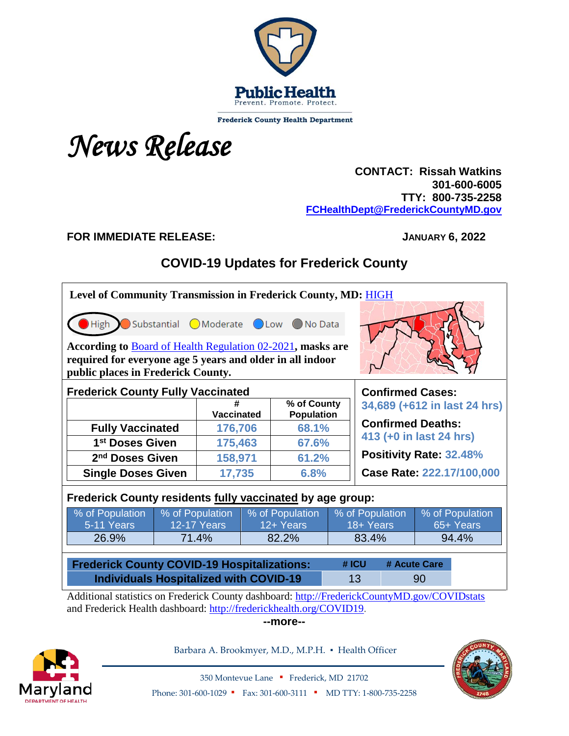Public Health
Prevent. Promote. Protect.

Frederick County Health Department

# *News Release*

**CONTACT: Rissah Watkins**
**301-600-6005**
**TTY: 800-735-2258**
**FCHealthDept@FrederickCountyMD.gov**

**FOR IMMEDIATE RELEASE:** **JANUARY 6, 2022**

## COVID-19 Updates for Frederick County

**Level of Community Transmission in Frederick County, MD:** HIGH

High | Substantial | Moderate | Low | No Data

**According to** Board of Health Regulation 02-2021**, masks are required for everyone age 5 years and older in all indoor public places in Frederick County.**

**Frederick County Fully Vaccinated**

| | # Vaccinated | % of County Population |
|---|---|---|
| **Fully Vaccinated** | 176,706 | 68.1% |
| **1st Doses Given** | 175,463 | 67.6% |
| **2nd Doses Given** | 158,971 | 61.2% |
| **Single Doses Given** | 17,735 | 6.8% |

**Confirmed Cases:** 34,689 (+612 in last 24 hrs)

**Confirmed Deaths:** 413 (+0 in last 24 hrs)

**Positivity Rate:** 32.48%

**Case Rate:** 222.17/100,000

**Frederick County residents fully vaccinated by age group:**

| % of Population 5-11 Years | % of Population 12-17 Years | % of Population 12+ Years | % of Population 18+ Years | % of Population 65+ Years |
|---|---|---|---|---|
| 26.9% | 71.4% | 82.2% | 83.4% | 94.4% |

| Frederick County COVID-19 Hospitalizations: | # ICU | # Acute Care |
|---|---|---|
| Individuals Hospitalized with COVID-19 | 13 | 90 |

Additional statistics on Frederick County dashboard: http://FrederickCountyMD.gov/COVIDstats and Frederick Health dashboard: http://frederickhealth.org/COVID19.

--more--

Barbara A. Brookmyer, M.D., M.P.H. ▪ Health Officer

350 Montevue Lane ▪ Frederick, MD 21702

Phone: 301-600-1029 ▪ Fax: 301-600-3111 ▪ MD TTY: 1-800-735-2258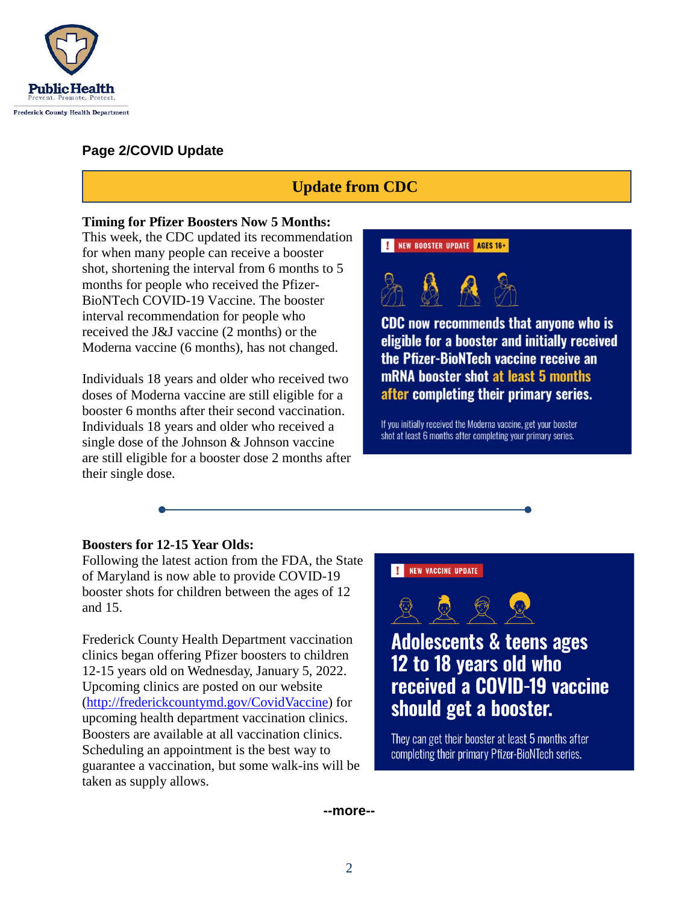## Page 2/COVID Update

## Update from CDC

**Timing for Pfizer Boosters Now 5 Months:**
This week, the CDC updated its recommendation for when many people can receive a booster shot, shortening the interval from 6 months to 5 months for people who received the Pfizer-BioNTech COVID-19 Vaccine. The booster interval recommendation for people who received the J&J vaccine (2 months) or the Moderna vaccine (6 months), has not changed.

Individuals 18 years and older who received two doses of Moderna vaccine are still eligible for a booster 6 months after their second vaccination. Individuals 18 years and older who received a single dose of the Johnson & Johnson vaccine are still eligible for a booster dose 2 months after their single dose.

**! NEW BOOSTER UPDATE AGES 16+**

**CDC now recommends that anyone who is eligible for a booster and initially received the Pfizer-BioNTech vaccine receive an mRNA booster shot at least 5 months after completing their primary series.**

If you initially received the Moderna vaccine, get your booster shot at least 6 months after completing your primary series.

---

**Boosters for 12-15 Year Olds:**
Following the latest action from the FDA, the State of Maryland is now able to provide COVID-19 booster shots for children between the ages of 12 and 15.

Frederick County Health Department vaccination clinics began offering Pfizer boosters to children 12-15 years old on Wednesday, January 5, 2022. Upcoming clinics are posted on our website (http://frederickcountymd.gov/CovidVaccine) for upcoming health department vaccination clinics. Boosters are available at all vaccination clinics. Scheduling an appointment is the best way to guarantee a vaccination, but some walk-ins will be taken as supply allows.

**! NEW VACCINE UPDATE**

**Adolescents & teens ages 12 to 18 years old who received a COVID-19 vaccine should get a booster.**

They can get their booster at least 5 months after completing their primary Pfizer-BioNTech series.

--more--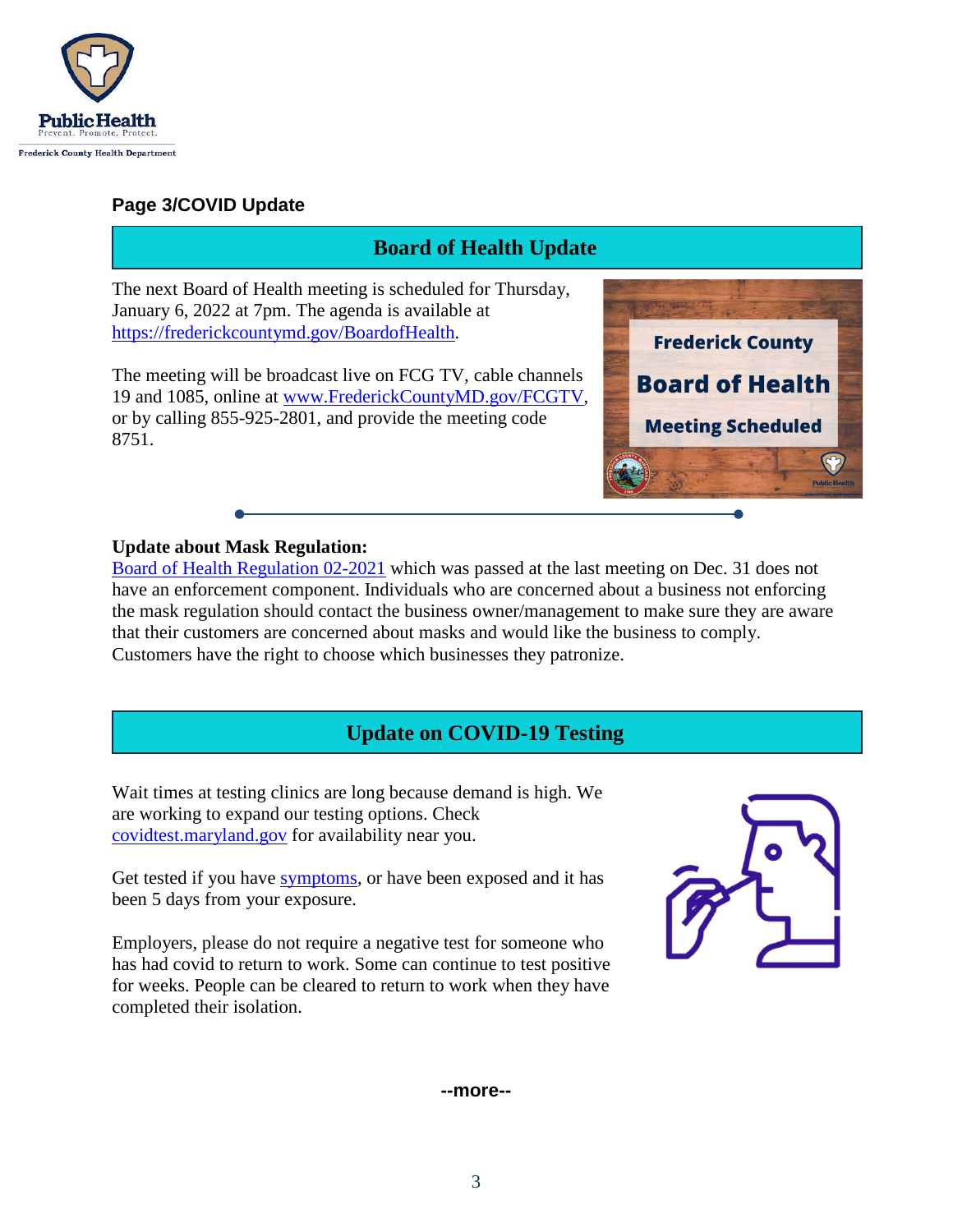**Page 3/COVID Update**

## Board of Health Update

The next Board of Health meeting is scheduled for Thursday, January 6, 2022 at 7pm. The agenda is available at [https://frederickcountymd.gov/BoardofHealth](https://frederickcountymd.gov/BoardofHealth).

The meeting will be broadcast live on FCG TV, cable channels 19 and 1085, online at [www.FrederickCountyMD.gov/FCGTV](www.FrederickCountyMD.gov/FCGTV), or by calling 855-925-2801, and provide the meeting code 8751.

**Update about Mask Regulation:**

Board of Health Regulation 02-2021 which was passed at the last meeting on Dec. 31 does not have an enforcement component. Individuals who are concerned about a business not enforcing the mask regulation should contact the business owner/management to make sure they are aware that their customers are concerned about masks and would like the business to comply. Customers have the right to choose which businesses they patronize.

## Update on COVID-19 Testing

Wait times at testing clinics are long because demand is high. We are working to expand our testing options. Check covidtest.maryland.gov for availability near you.

Get tested if you have symptoms, or have been exposed and it has been 5 days from your exposure.

Employers, please do not require a negative test for someone who has had covid to return to work. Some can continue to test positive for weeks. People can be cleared to return to work when they have completed their isolation.

--more--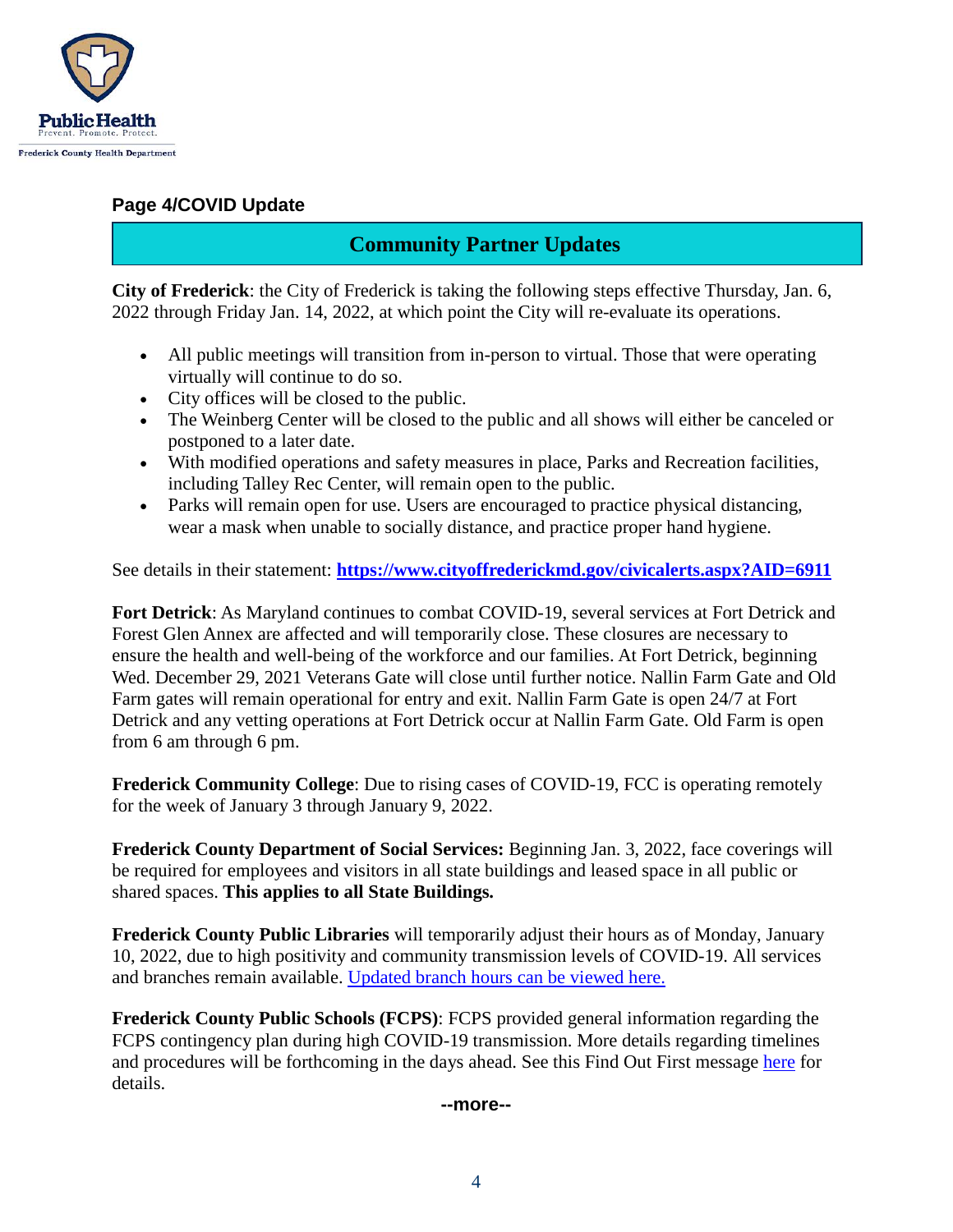## Page 4/COVID Update

## Community Partner Updates

**City of Frederick**: the City of Frederick is taking the following steps effective Thursday, Jan. 6, 2022 through Friday Jan. 14, 2022, at which point the City will re-evaluate its operations.

- All public meetings will transition from in-person to virtual. Those that were operating virtually will continue to do so.
- City offices will be closed to the public.
- The Weinberg Center will be closed to the public and all shows will either be canceled or postponed to a later date.
- With modified operations and safety measures in place, Parks and Recreation facilities, including Talley Rec Center, will remain open to the public.
- Parks will remain open for use. Users are encouraged to practice physical distancing, wear a mask when unable to socially distance, and practice proper hand hygiene.

See details in their statement: **https://www.cityoffrederickmd.gov/civicalerts.aspx?AID=6911**

**Fort Detrick**: As Maryland continues to combat COVID-19, several services at Fort Detrick and Forest Glen Annex are affected and will temporarily close. These closures are necessary to ensure the health and well-being of the workforce and our families. At Fort Detrick, beginning Wed. December 29, 2021 Veterans Gate will close until further notice. Nallin Farm Gate and Old Farm gates will remain operational for entry and exit. Nallin Farm Gate is open 24/7 at Fort Detrick and any vetting operations at Fort Detrick occur at Nallin Farm Gate. Old Farm is open from 6 am through 6 pm.

**Frederick Community College**: Due to rising cases of COVID-19, FCC is operating remotely for the week of January 3 through January 9, 2022.

**Frederick County Department of Social Services:** Beginning Jan. 3, 2022, face coverings will be required for employees and visitors in all state buildings and leased space in all public or shared spaces. **This applies to all State Buildings.**

**Frederick County Public Libraries** will temporarily adjust their hours as of Monday, January 10, 2022, due to high positivity and community transmission levels of COVID-19. All services and branches remain available. Updated branch hours can be viewed here.

**Frederick County Public Schools (FCPS)**: FCPS provided general information regarding the FCPS contingency plan during high COVID-19 transmission. More details regarding timelines and procedures will be forthcoming in the days ahead. See this Find Out First message here for details.

--more--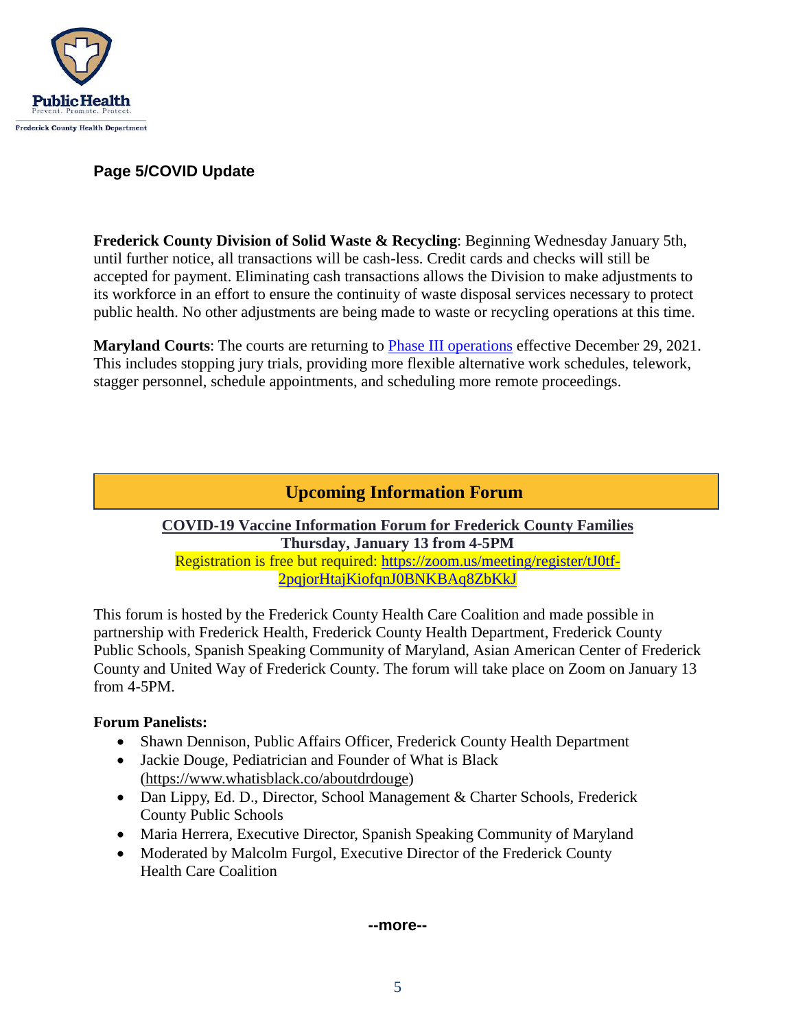**Page 5/COVID Update**

**Frederick County Division of Solid Waste & Recycling**: Beginning Wednesday January 5th, until further notice, all transactions will be cash-less. Credit cards and checks will still be accepted for payment. Eliminating cash transactions allows the Division to make adjustments to its workforce in an effort to ensure the continuity of waste disposal services necessary to protect public health. No other adjustments are being made to waste or recycling operations at this time.

**Maryland Courts**: The courts are returning to Phase III operations effective December 29, 2021. This includes stopping jury trials, providing more flexible alternative work schedules, telework, stagger personnel, schedule appointments, and scheduling more remote proceedings.

## Upcoming Information Forum

**COVID-19 Vaccine Information Forum for Frederick County Families**
**Thursday, January 13 from 4-5PM**
Registration is free but required: https://zoom.us/meeting/register/tJ0tf-2pqjorHtajKiofqnJ0BNKBAq8ZbKkJ

This forum is hosted by the Frederick County Health Care Coalition and made possible in partnership with Frederick Health, Frederick County Health Department, Frederick County Public Schools, Spanish Speaking Community of Maryland, Asian American Center of Frederick County and United Way of Frederick County. The forum will take place on Zoom on January 13 from 4-5PM.

**Forum Panelists:**

- Shawn Dennison, Public Affairs Officer, Frederick County Health Department
- Jackie Douge, Pediatrician and Founder of What is Black (https://www.whatisblack.co/aboutdrdouge)
- Dan Lippy, Ed. D., Director, School Management & Charter Schools, Frederick County Public Schools
- Maria Herrera, Executive Director, Spanish Speaking Community of Maryland
- Moderated by Malcolm Furgol, Executive Director of the Frederick County Health Care Coalition

**--more--**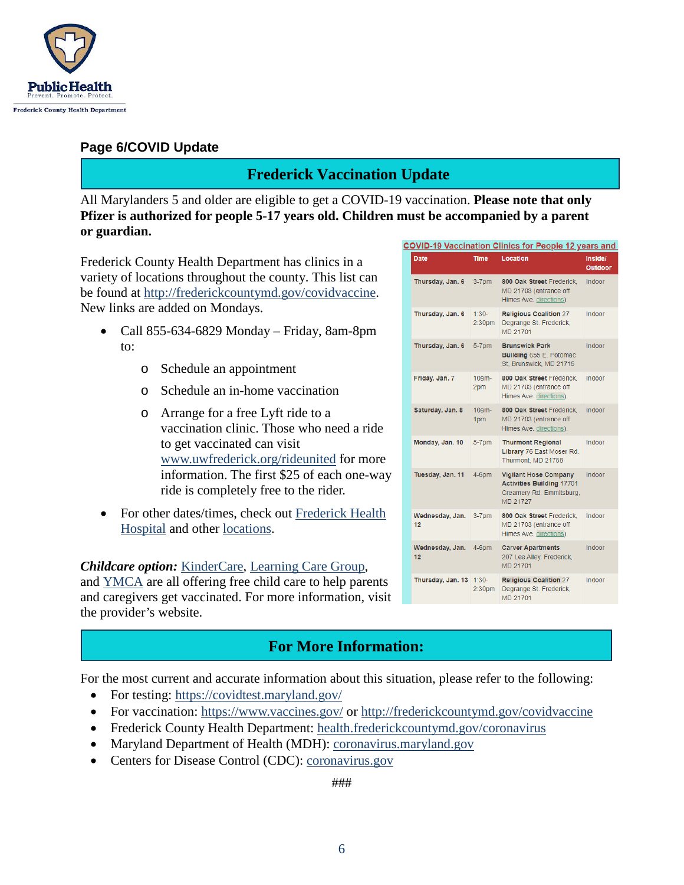Page 6/COVID Update

## Frederick Vaccination Update

All Marylanders 5 and older are eligible to get a COVID-19 vaccination. **Please note that only Pfizer is authorized for people 5-17 years old. Children must be accompanied by a parent or guardian.**

Frederick County Health Department has clinics in a variety of locations throughout the county. This list can be found at http://frederickcountymd.gov/covidvaccine. New links are added on Mondays.

- Call 855-634-6829 Monday – Friday, 8am-8pm to:
  - Schedule an appointment
  - Schedule an in-home vaccination
  - Arrange for a free Lyft ride to a vaccination clinic. Those who need a ride to get vaccinated can visit www.uwfrederick.org/rideunited for more information. The first $25 of each one-way ride is completely free to the rider.
- For other dates/times, check out Frederick Health Hospital and other locations.

***Childcare option:*** KinderCare, Learning Care Group, and YMCA are all offering free child care to help parents and caregivers get vaccinated. For more information, visit the provider's website.

COVID-19 Vaccination Clinics for People 12 years and

| Date | Time | Location | Inside/ Outdoor |
|---|---|---|---|
| Thursday, Jan. 6 | 3-7pm | **800 Oak Street** Frederick, MD 21703 (entrance off Himes Ave. directions) | Indoor |
| Thursday, Jan. 6 | 1:30-2:30pm | **Religious Coalition** 27 Degrange St. Frederick, MD 21701 | Indoor |
| Thursday, Jan. 6 | 5-7pm | **Brunswick Park Building** 655 E. Potomac St, Brunswick, MD 21716 | Indoor |
| Friday, Jan. 7 | 10am-2pm | **800 Oak Street** Frederick, MD 21703 (entrance off Himes Ave. directions) | Indoor |
| Saturday, Jan. 8 | 10am-1pm | **800 Oak Street** Frederick, MD 21703 (entrance off Himes Ave. directions). | Indoor |
| Monday, Jan. 10 | 5-7pm | **Thurmont Regional Library** 76 East Moser Rd. Thurmont, MD 21788 | Indoor |
| Tuesday, Jan. 11 | 4-6pm | **Vigilant Hose Company Activities Building** 17701 Creamery Rd. Emmitsburg, MD 21727 | Indoor |
| Wednesday, Jan. 12 | 3-7pm | **800 Oak Street** Frederick, MD 21703 (entrance off Himes Ave. directions) | Indoor |
| Wednesday, Jan. 12 | 4-6pm | **Carver Apartments** 207 Lee Alley, Frederick, MD 21701 | Indoor |
| Thursday, Jan. 13 | 1:30-2:30pm | **Religious Coalition** 27 Degrange St. Frederick, MD 21701 | Indoor |

## For More Information:

For the most current and accurate information about this situation, please refer to the following:

- For testing: https://covidtest.maryland.gov/
- For vaccination: https://www.vaccines.gov/ or http://frederickcountymd.gov/covidvaccine
- Frederick County Health Department: health.frederickcountymd.gov/coronavirus
- Maryland Department of Health (MDH): coronavirus.maryland.gov
- Centers for Disease Control (CDC): coronavirus.gov

###